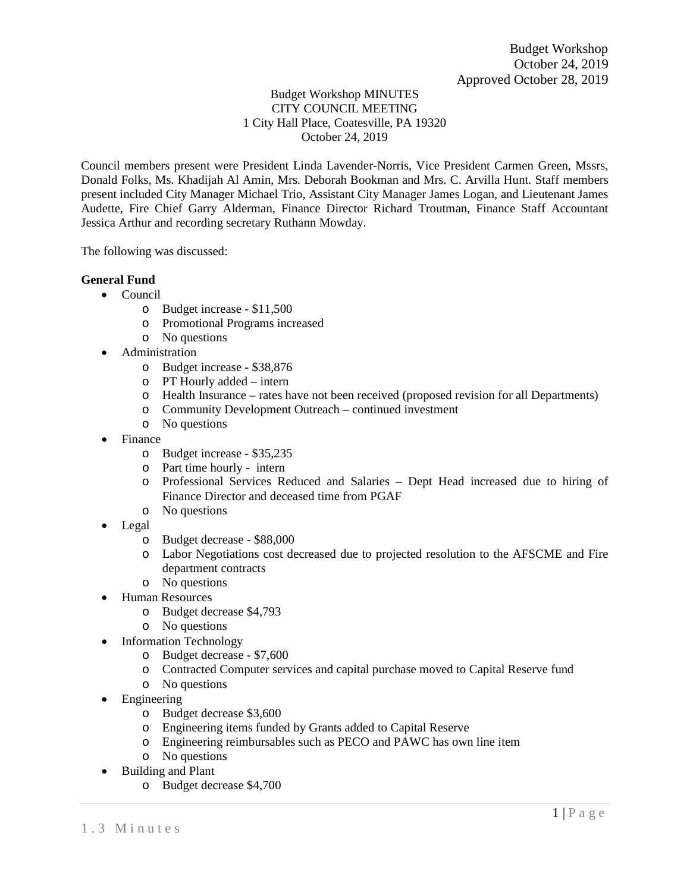Budget Workshop
October 24, 2019
Approved October 28, 2019

Budget Workshop MINUTES
CITY COUNCIL MEETING
1 City Hall Place, Coatesville, PA 19320
October 24, 2019

Council members present were President Linda Lavender-Norris, Vice President Carmen Green, Mssrs, Donald Folks, Ms. Khadijah Al Amin, Mrs. Deborah Bookman and Mrs. C. Arvilla Hunt. Staff members present included City Manager Michael Trio, Assistant City Manager James Logan, and Lieutenant James Audette, Fire Chief Garry Alderman, Finance Director Richard Troutman, Finance Staff Accountant Jessica Arthur and recording secretary Ruthann Mowday.

The following was discussed:

**General Fund**

- Council
  - Budget increase - $11,500
  - Promotional Programs increased
  - No questions
- Administration
  - Budget increase - $38,876
  - PT Hourly added – intern
  - Health Insurance – rates have not been received (proposed revision for all Departments)
  - Community Development Outreach – continued investment
  - No questions
- Finance
  - Budget increase - $35,235
  - Part time hourly - intern
  - Professional Services Reduced and Salaries – Dept Head increased due to hiring of Finance Director and deceased time from PGAF
  - No questions
- Legal
  - Budget decrease - $88,000
  - Labor Negotiations cost decreased due to projected resolution to the AFSCME and Fire department contracts
  - No questions
- Human Resources
  - Budget decrease $4,793
  - No questions
- Information Technology
  - Budget decrease - $7,600
  - Contracted Computer services and capital purchase moved to Capital Reserve fund
  - No questions
- Engineering
  - Budget decrease $3,600
  - Engineering items funded by Grants added to Capital Reserve
  - Engineering reimbursables such as PECO and PAWC has own line item
  - No questions
- Building and Plant
  - Budget decrease $4,700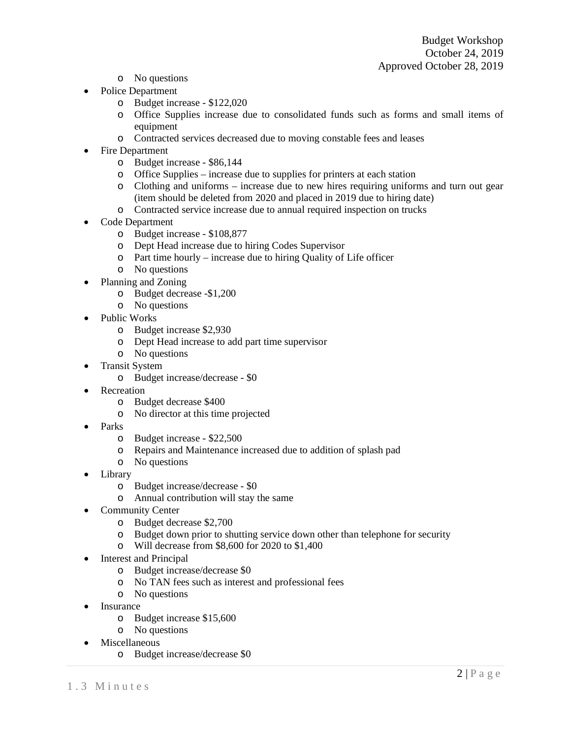- No questions
- Police Department
  - Budget increase - $122,020
  - Office Supplies increase due to consolidated funds such as forms and small items of equipment
  - Contracted services decreased due to moving constable fees and leases
- Fire Department
  - Budget increase - $86,144
  - Office Supplies – increase due to supplies for printers at each station
  - Clothing and uniforms – increase due to new hires requiring uniforms and turn out gear (item should be deleted from 2020 and placed in 2019 due to hiring date)
  - Contracted service increase due to annual required inspection on trucks
- Code Department
  - Budget increase - $108,877
  - Dept Head increase due to hiring Codes Supervisor
  - Part time hourly – increase due to hiring Quality of Life officer
  - No questions
- Planning and Zoning
  - Budget decrease -$1,200
  - No questions
- Public Works
  - Budget increase $2,930
  - Dept Head increase to add part time supervisor
  - No questions
- Transit System
  - Budget increase/decrease - $0
- Recreation
  - Budget decrease $400
  - No director at this time projected
- Parks
  - Budget increase - $22,500
  - Repairs and Maintenance increased due to addition of splash pad
  - No questions
- Library
  - Budget increase/decrease - $0
  - Annual contribution will stay the same
- Community Center
  - Budget decrease $2,700
  - Budget down prior to shutting service down other than telephone for security
  - Will decrease from $8,600 for 2020 to $1,400
- Interest and Principal
  - Budget increase/decrease $0
  - No TAN fees such as interest and professional fees
  - No questions
- Insurance
  - Budget increase $15,600
  - No questions
- Miscellaneous
  - Budget increase/decrease $0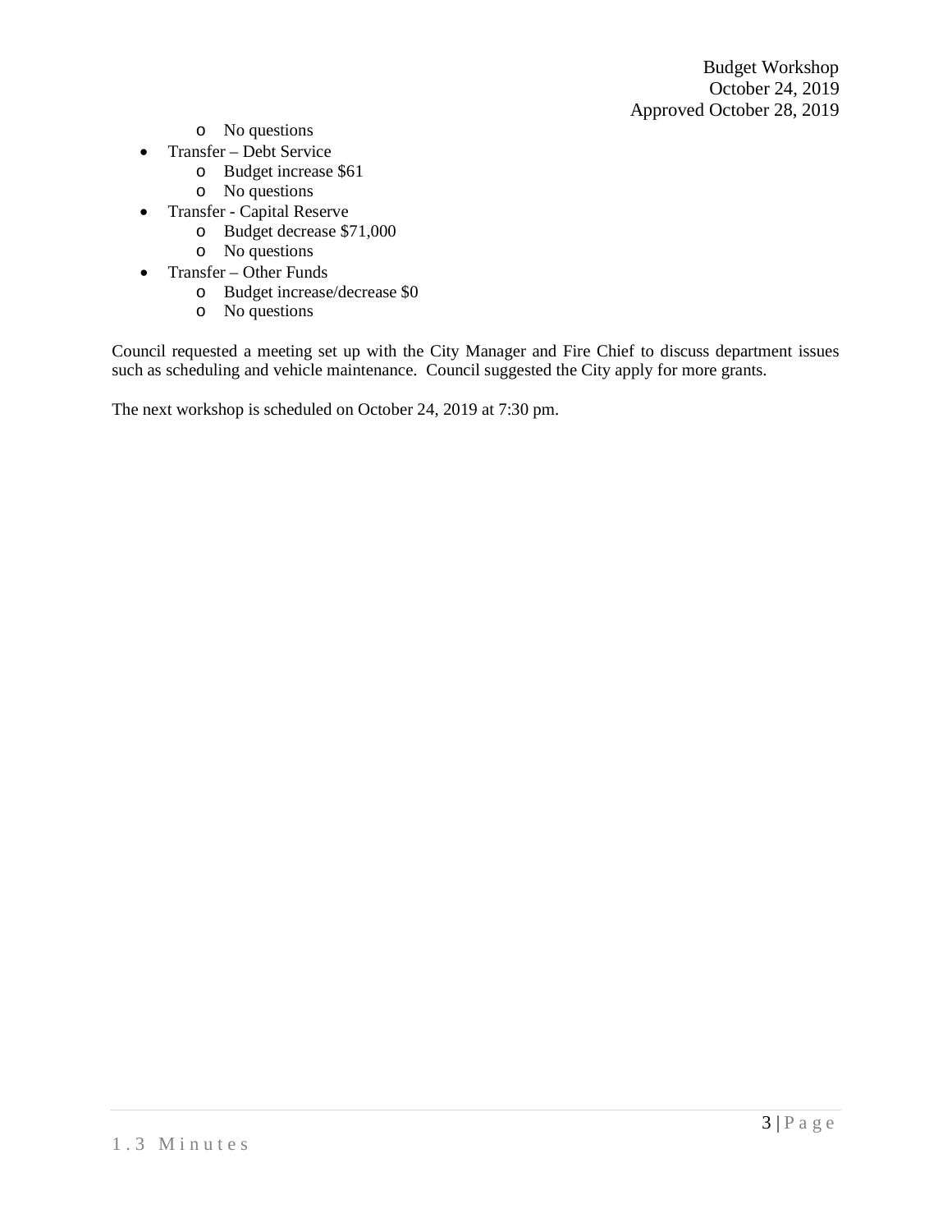- No questions
- Transfer – Debt Service
  - Budget increase $61
  - No questions
- Transfer - Capital Reserve
  - Budget decrease $71,000
  - No questions
- Transfer – Other Funds
  - Budget increase/decrease $0
  - No questions

Council requested a meeting set up with the City Manager and Fire Chief to discuss department issues such as scheduling and vehicle maintenance. Council suggested the City apply for more grants.

The next workshop is scheduled on October 24, 2019 at 7:30 pm.